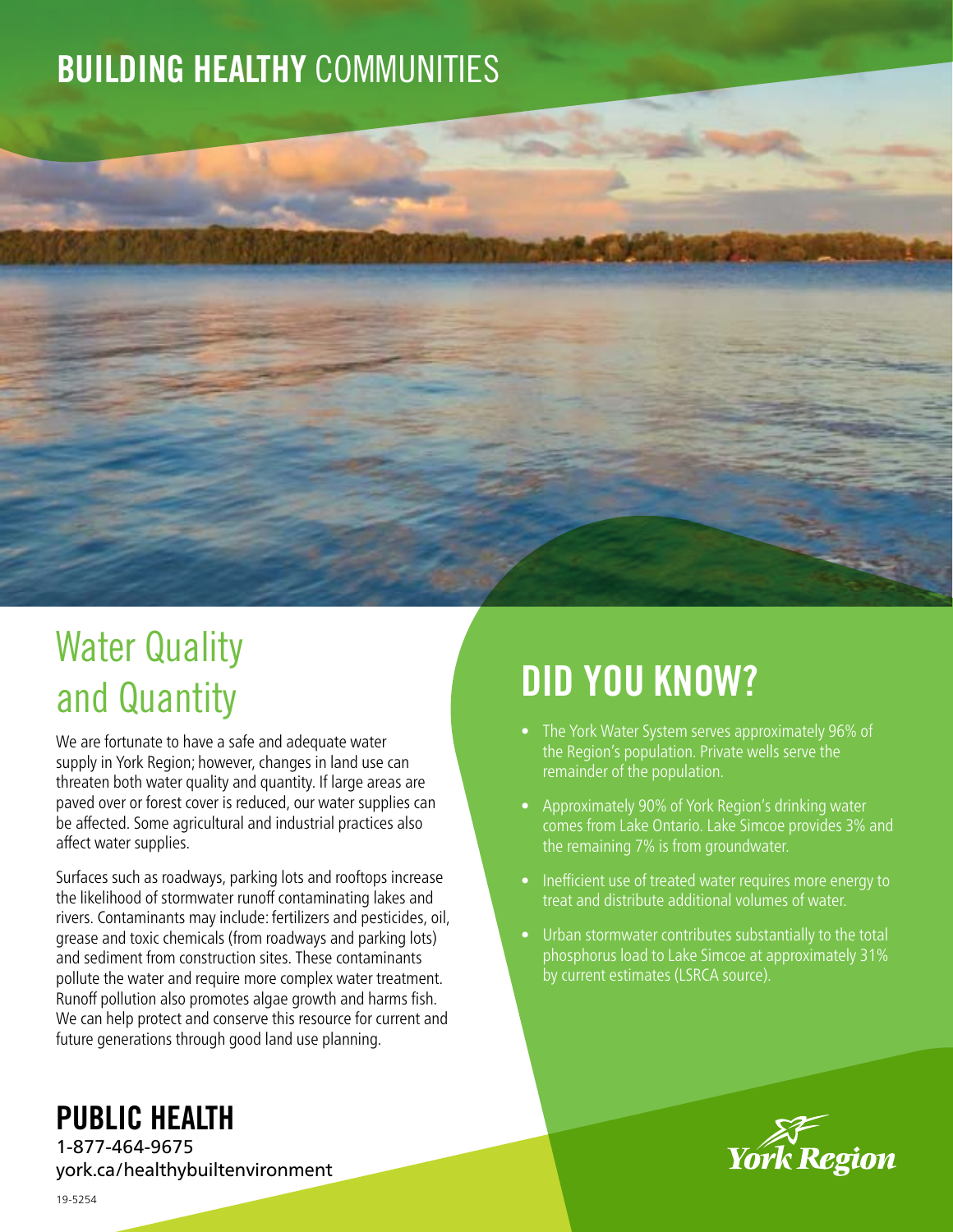# **BUILDING HEALTHY** COMMUNITIES

## Water Quality and Quantity

We are fortunate to have a safe and adequate water supply in York Region; however, changes in land use can threaten both water quality and quantity. If large areas are paved over or forest cover is reduced, our water supplies can be affected. Some agricultural and industrial practices also affect water supplies.

Surfaces such as roadways, parking lots and rooftops increase the likelihood of stormwater runoff contaminating lakes and rivers. Contaminants may include: fertilizers and pesticides, oil, grease and toxic chemicals (from roadways and parking lots) and sediment from construction sites. These contaminants pollute the water and require more complex water treatment. Runoff pollution also promotes algae growth and harms fish. We can help protect and conserve this resource for current and future generations through good land use planning.

## DID YOU KNOW?

- The York Water System serves approximately 96% of the Region's population. Private wells serve the remainder of the population.
- Approximately 90% of York Region's drinking water comes from Lake Ontario. Lake Simcoe provides 3% and the remaining 7% is from groundwater.
- Inefficient use of treated water requires more energy to treat and distribute additional volumes of water.
- Urban stormwater contributes substantially to the total phosphorus load to Lake Simcoe at approximately 31% by current estimates (LSRCA source).

**PUBLIC HEALTH**
1-877-464-9675
york.ca/healthybuiltenvironment

York Region

19-5254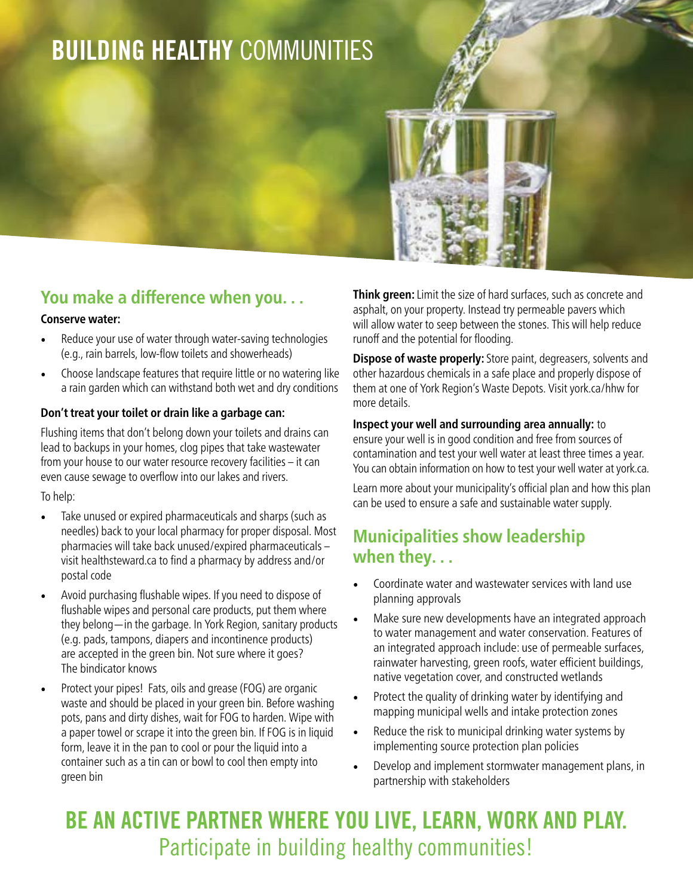# **BUILDING HEALTHY** COMMUNITIES

## You make a difference when you. . .

**Conserve water:**

- Reduce your use of water through water-saving technologies (e.g., rain barrels, low-flow toilets and showerheads)
- Choose landscape features that require little or no watering like a rain garden which can withstand both wet and dry conditions

**Don't treat your toilet or drain like a garbage can:**

Flushing items that don't belong down your toilets and drains can lead to backups in your homes, clog pipes that take wastewater from your house to our water resource recovery facilities – it can even cause sewage to overflow into our lakes and rivers.

To help:

- Take unused or expired pharmaceuticals and sharps (such as needles) back to your local pharmacy for proper disposal. Most pharmacies will take back unused/expired pharmaceuticals – visit healthsteward.ca to find a pharmacy by address and/or postal code
- Avoid purchasing flushable wipes. If you need to dispose of flushable wipes and personal care products, put them where they belong—in the garbage. In York Region, sanitary products (e.g. pads, tampons, diapers and incontinence products) are accepted in the green bin. Not sure where it goes? The bindicator knows
- Protect your pipes! Fats, oils and grease (FOG) are organic waste and should be placed in your green bin. Before washing pots, pans and dirty dishes, wait for FOG to harden. Wipe with a paper towel or scrape it into the green bin. If FOG is in liquid form, leave it in the pan to cool or pour the liquid into a container such as a tin can or bowl to cool then empty into green bin

**Think green:** Limit the size of hard surfaces, such as concrete and asphalt, on your property. Instead try permeable pavers which will allow water to seep between the stones. This will help reduce runoff and the potential for flooding.

**Dispose of waste properly:** Store paint, degreasers, solvents and other hazardous chemicals in a safe place and properly dispose of them at one of York Region's Waste Depots. Visit york.ca/hhw for more details.

**Inspect your well and surrounding area annually:** to ensure your well is in good condition and free from sources of contamination and test your well water at least three times a year. You can obtain information on how to test your well water at york.ca.

Learn more about your municipality's official plan and how this plan can be used to ensure a safe and sustainable water supply.

## Municipalities show leadership when they. . .

- Coordinate water and wastewater services with land use planning approvals
- Make sure new developments have an integrated approach to water management and water conservation. Features of an integrated approach include: use of permeable surfaces, rainwater harvesting, green roofs, water efficient buildings, native vegetation cover, and constructed wetlands
- Protect the quality of drinking water by identifying and mapping municipal wells and intake protection zones
- Reduce the risk to municipal drinking water systems by implementing source protection plan policies
- Develop and implement stormwater management plans, in partnership with stakeholders

**BE AN ACTIVE PARTNER WHERE YOU LIVE, LEARN, WORK AND PLAY.**
Participate in building healthy communities!